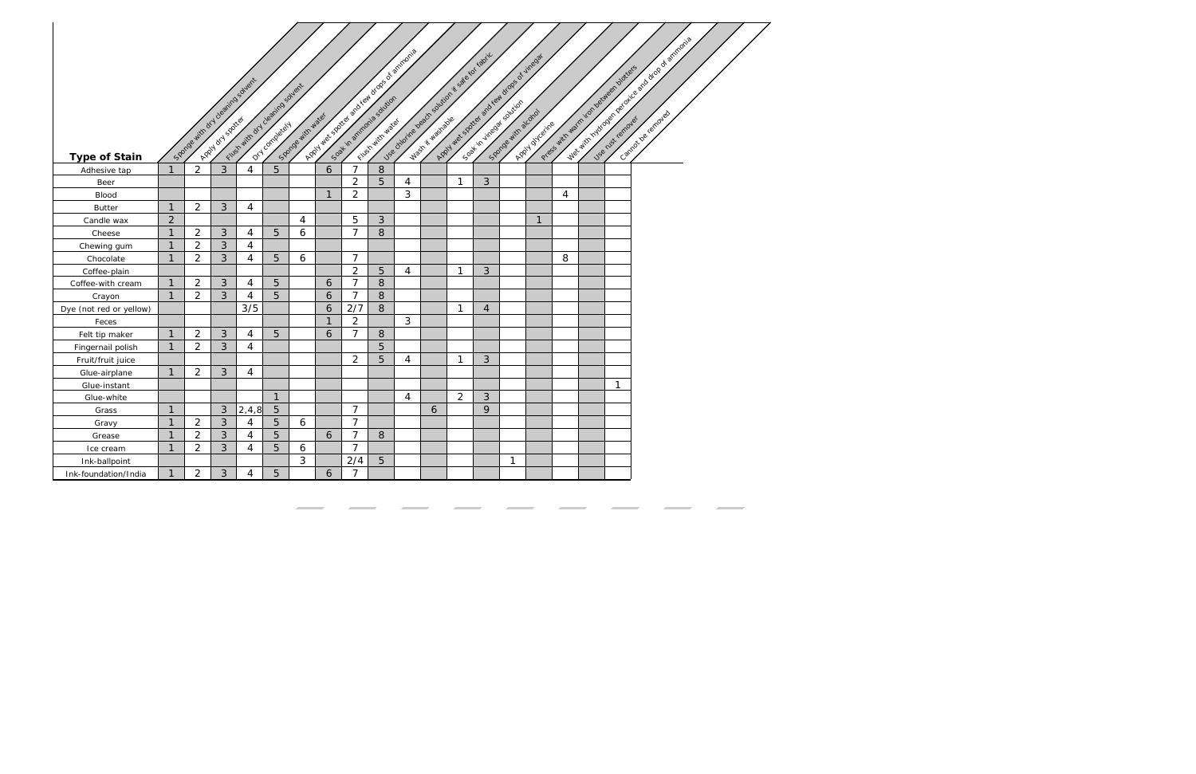| Type of Stain | Sponge with dry cleaning solvent | Apply dry spotter | Flush with dry cleaning solvent | Dry completely | Sponge with water | Apply wet spotter and few drops of ammonia | Soak in ammonia solution | Flush with water | Use chlorine beach solution if safe for fabric | Wash if washable | Apply wet spotter and few drops of vinegar | Soak in vinegar solution | Sponge with alcohol | Apply glycerine | Press with warm iron between blotters | Wet with hydrogen peroxice and drop of ammonia | Use rust remover | Cannot be removed |
|---|---|---|---|---|---|---|---|---|---|---|---|---|---|---|---|---|---|---|
| Adhesive tap | 1 | 2 | 3 | 4 | 5 | | 6 | 7 | 8 | | | | | | | | | |
| Beer | | | | | | | | 2 | 5 | 4 | | 1 | 3 | | | | | |
| Blood | | | | | | | 1 | 2 | | 3 | | | | | | 4 | | |
| Butter | 1 | 2 | 3 | 4 | | | | | | | | | | | | | | |
| Candle wax | 2 | | | | | 4 | | 5 | 3 | | | | | | 1 | | | |
| Cheese | 1 | 2 | 3 | 4 | 5 | 6 | | 7 | 8 | | | | | | | | | |
| Chewing gum | 1 | 2 | 3 | 4 | | | | | | | | | | | | | | |
| Chocolate | 1 | 2 | 3 | 4 | 5 | 6 | | 7 | | | | | | | | 8 | | |
| Coffee-plain | | | | | | | | 2 | 5 | 4 | | 1 | 3 | | | | | |
| Coffee-with cream | 1 | 2 | 3 | 4 | 5 | | 6 | 7 | 8 | | | | | | | | | |
| Crayon | 1 | 2 | 3 | 4 | 5 | | 6 | 7 | 8 | | | | | | | | | |
| Dye (not red or yellow) | | | | 3/5 | | | 6 | 2/7 | 8 | | | 1 | 4 | | | | | |
| Feces | | | | | | | 1 | 2 | | 3 | | | | | | | | |
| Felt tip maker | 1 | 2 | 3 | 4 | 5 | | 6 | 7 | 8 | | | | | | | | | |
| Fingernail polish | 1 | 2 | 3 | 4 | | | | | 5 | | | | | | | | | |
| Fruit/fruit juice | | | | | | | | 2 | 5 | 4 | | 1 | 3 | | | | | |
| Glue-airplane | 1 | 2 | 3 | 4 | | | | | | | | | | | | | | |
| Glue-instant | | | | | | | | | | | | | | | | | | 1 |
| Glue-white | | | | | 1 | | | | | 4 | | 2 | 3 | | | | | |
| Grass | 1 | | 3 | 2,4,8 | 5 | | | 7 | | | 6 | | 9 | | | | | |
| Gravy | 1 | 2 | 3 | 4 | 5 | 6 | | 7 | | | | | | | | | | |
| Grease | 1 | 2 | 3 | 4 | 5 | | 6 | 7 | 8 | | | | | | | | | |
| Ice cream | 1 | 2 | 3 | 4 | 5 | 6 | | 7 | | | | | | | | | | |
| Ink-ballpoint | | | | | | 3 | | 2/4 | 5 | | | | | 1 | | | | |
| Ink-foundation/India | 1 | 2 | 3 | 4 | 5 | | 6 | 7 | | | | | | | | | | |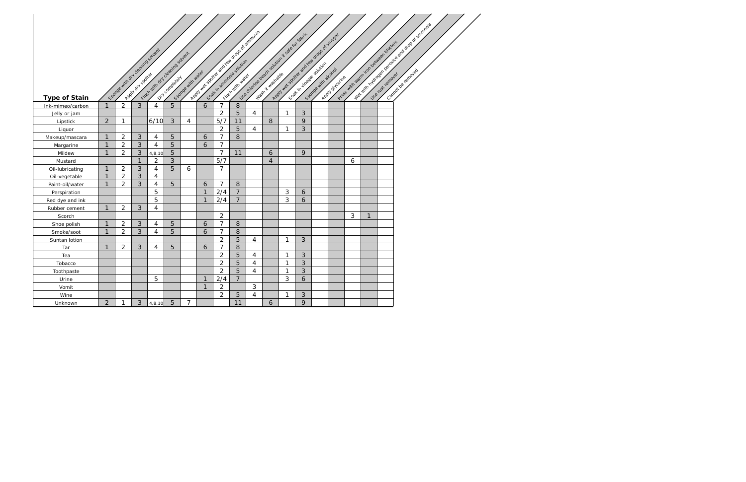| Type of Stain | Sponge with dry cleaning solvent | Apply dry spotter | Flush with dry cleaning solvent | Dry completely | Sponge with water | Apply wet spotter and few drops of ammonia | Soak in ammonia solution | Flush with water | Use chlorine beach solution if safe for fabric | Wash if washable | Apply wet spotter and few drops of vinegar | Soak in vinegar solution | Sponge with alcohol | Apply glycerine | Press with warm iron between blotters | Wet with hydrogen peroxice and drop of ammonia | Use rust remover | Cannot be removed |
|---|---|---|---|---|---|---|---|---|---|---|---|---|---|---|---|---|---|---|
| Ink-mimeo/carbon | 1 | 2 | 3 | 4 | 5 | | 6 | 7 | 8 | | | | | | | | | |
| Jelly or jam | | | | | | | | 2 | 5 | 4 | | 1 | 3 | | | | | |
| Lipstick | 2 | 1 | | 6/10 | 3 | 4 | | 5/7 | 11 | | 8 | | 9 | | | | | |
| Liquor | | | | | | | | 2 | 5 | 4 | | 1 | 3 | | | | | |
| Makeup/mascara | 1 | 2 | 3 | 4 | 5 | | 6 | 7 | 8 | | | | | | | | | |
| Margarine | 1 | 2 | 3 | 4 | 5 | | 6 | 7 | | | | | | | | | | |
| Mildew | 1 | 2 | 3 | 4,8,10 | 5 | | | 7 | 11 | | 6 | | 9 | | | | | |
| Mustard | | | 1 | 2 | 3 | | | 5/7 | | | 4 | | | | | 6 | | |
| Oil-lubricating | 1 | 2 | 3 | 4 | 5 | 6 | | 7 | | | | | | | | | | |
| Oil-vegetable | 1 | 2 | 3 | 4 | | | | | | | | | | | | | | |
| Paint-oil/water | 1 | 2 | 3 | 4 | 5 | | 6 | 7 | 8 | | | | | | | | | |
| Perspiration | | | | 5 | | | 1 | 2/4 | 7 | | | 3 | 6 | | | | | |
| Red dye and ink | | | | 5 | | | 1 | 2/4 | 7 | | | 3 | 6 | | | | | |
| Rubber cement | 1 | 2 | 3 | 4 | | | | | | | | | | | | | | |
| Scorch | | | | | | | | 2 | | | | | | | | 3 | 1 | |
| Shoe polish | 1 | 2 | 3 | 4 | 5 | | 6 | 7 | 8 | | | | | | | | | |
| Smoke/soot | 1 | 2 | 3 | 4 | 5 | | 6 | 7 | 8 | | | | | | | | | |
| Suntan lotion | | | | | | | | 2 | 5 | 4 | | 1 | 3 | | | | | |
| Tar | 1 | 2 | 3 | 4 | 5 | | 6 | 7 | 8 | | | | | | | | | |
| Tea | | | | | | | | 2 | 5 | 4 | | 1 | 3 | | | | | |
| Tobacco | | | | | | | | 2 | 5 | 4 | | 1 | 3 | | | | | |
| Toothpaste | | | | | | | | 2 | 5 | 4 | | 1 | 3 | | | | | |
| Urine | | | | 5 | | | 1 | 2/4 | 7 | | | 3 | 6 | | | | | |
| Vomit | | | | | | | 1 | 2 | | 3 | | | | | | | | |
| Wine | | | | | | | | 2 | 5 | 4 | | 1 | 3 | | | | | |
| Unknown | 2 | 1 | 3 | 4,8,10 | 5 | 7 | | | 11 | | 6 | | 9 | | | | | |